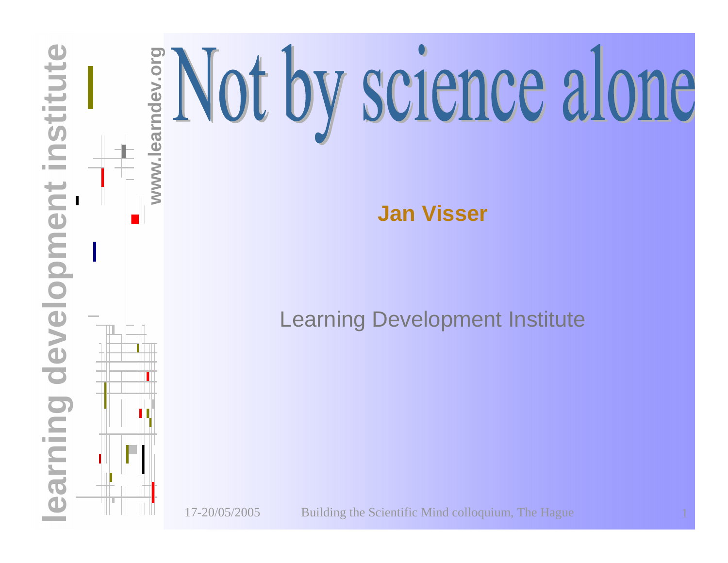# Not by science alone

**Jan Visser**

Learning Development Institute

learning development institute

www.learndev.org

17-20/05/2005 Building the Scientific Mind colloquium, The Hague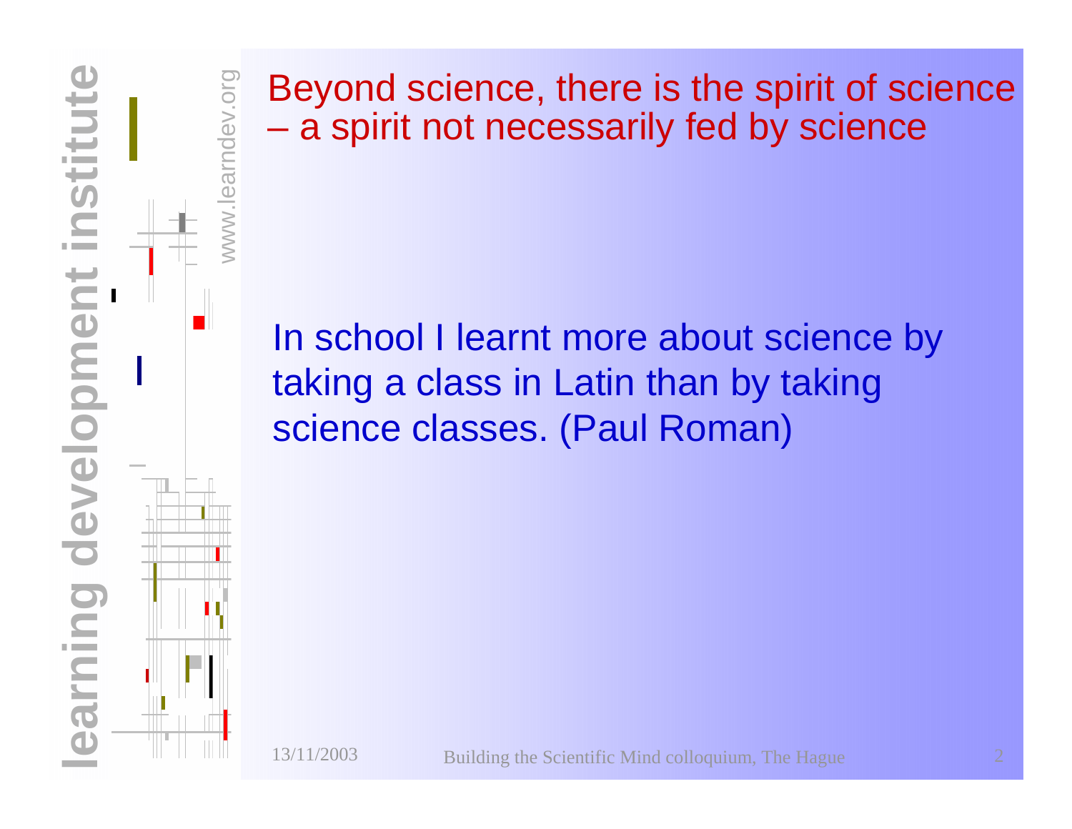# Beyond science, there is the spirit of science – a spirit not necessarily fed by science

In school I learnt more about science by taking a class in Latin than by taking science classes. (Paul Roman)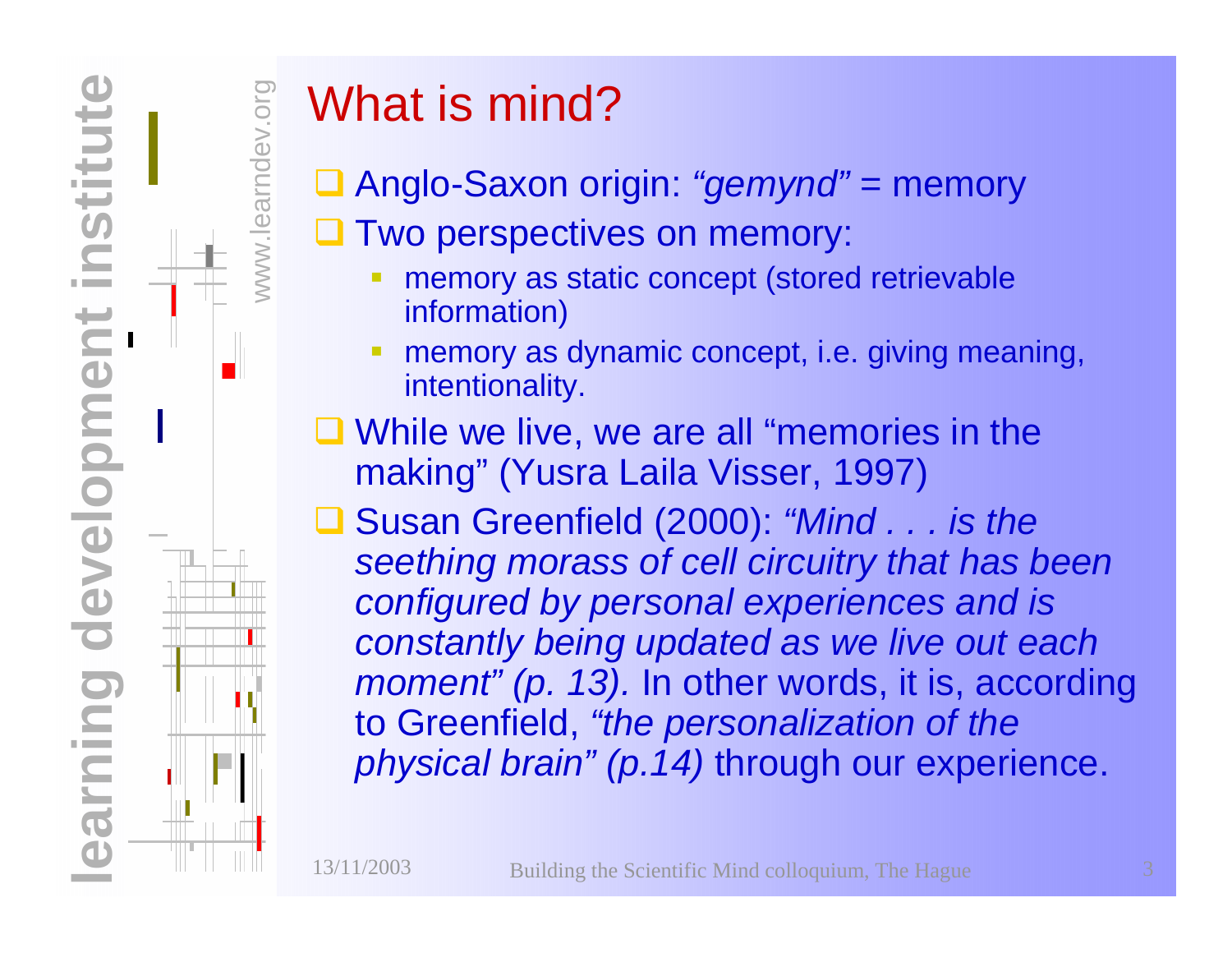# What is mind?

- Anglo-Saxon origin: *"gemynd"* = memory
- Two perspectives on memory:
  - memory as static concept (stored retrievable information)
  - memory as dynamic concept, i.e. giving meaning, intentionality.
- While we live, we are all "memories in the making" (Yusra Laila Visser, 1997)
- Susan Greenfield (2000): *"Mind . . . is the seething morass of cell circuitry that has been configured by personal experiences and is constantly being updated as we live out each moment" (p. 13).* In other words, it is, according to Greenfield, *"the personalization of the physical brain" (p.14)* through our experience.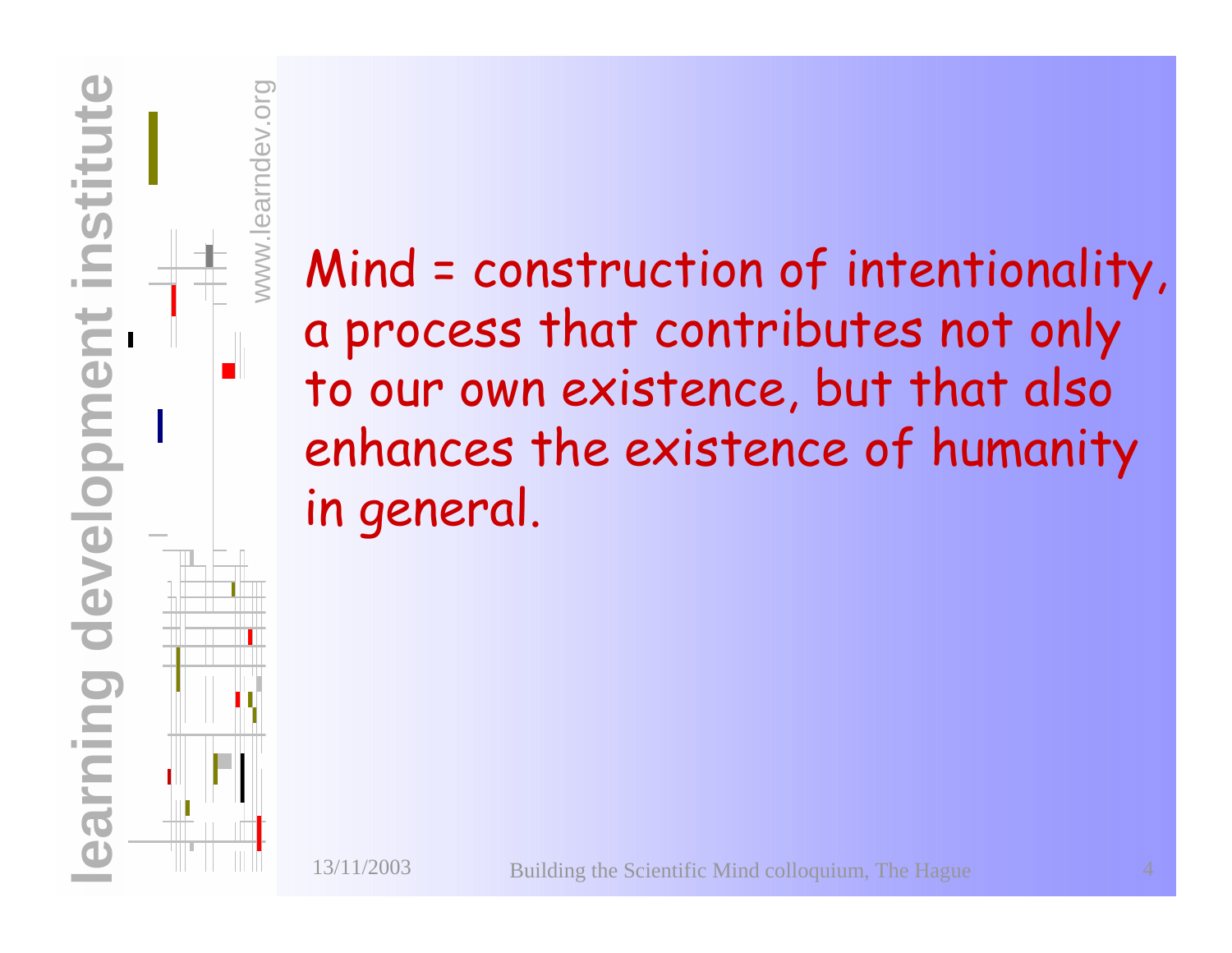Mind = construction of intentionality, a process that contributes not only to our own existence, but that also enhances the existence of humanity in general.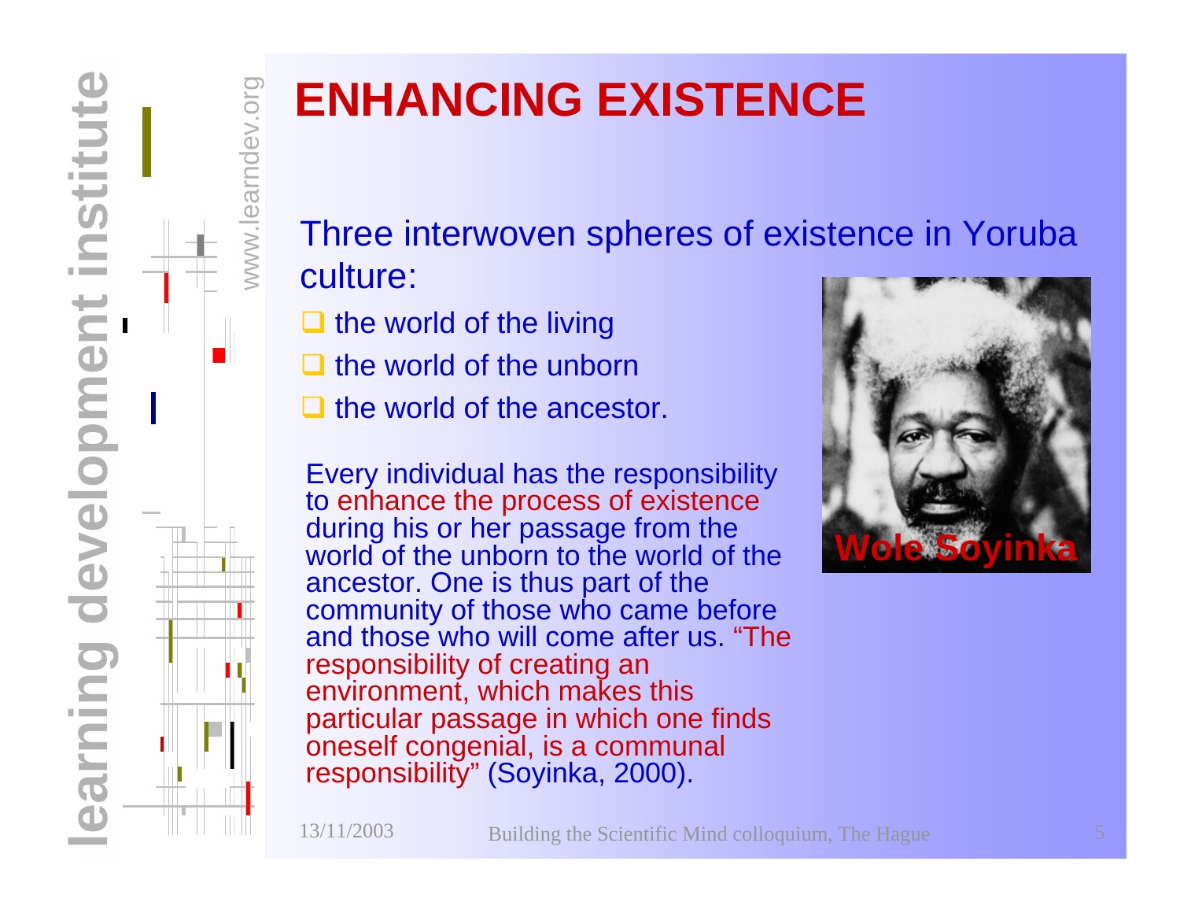# ENHANCING EXISTENCE

Three interwoven spheres of existence in Yoruba culture:

- the world of the living
- the world of the unborn
- the world of the ancestor.

Every individual has the responsibility to enhance the process of existence during his or her passage from the world of the unborn to the world of the ancestor. One is thus part of the community of those who came before and those who will come after us. "The responsibility of creating an environment, which makes this particular passage in which one finds oneself congenial, is a communal responsibility" (Soyinka, 2000).

Wole Soyinka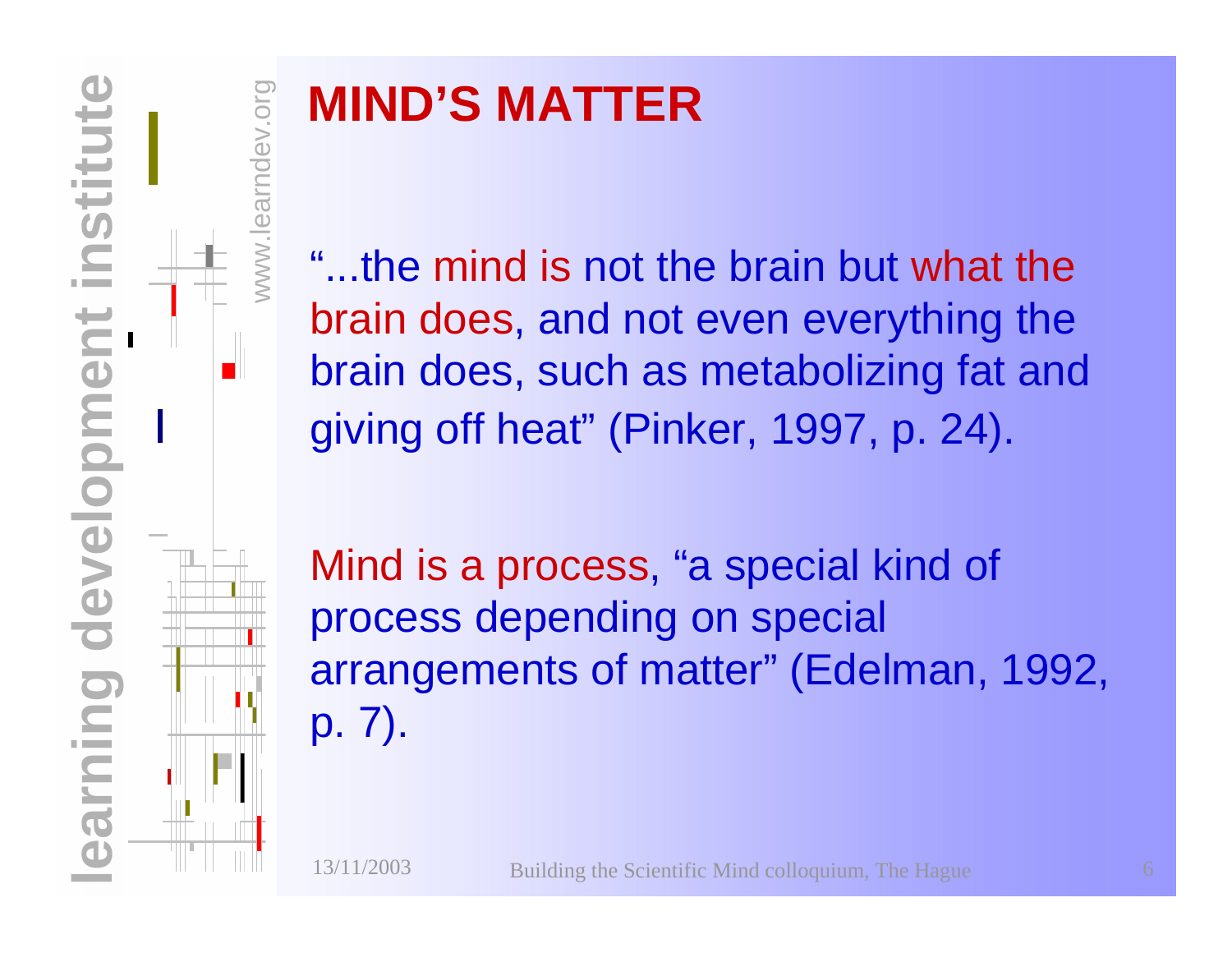# MIND'S MATTER

"...the mind is not the brain but what the brain does, and not even everything the brain does, such as metabolizing fat and giving off heat" (Pinker, 1997, p. 24).

Mind is a process, "a special kind of process depending on special arrangements of matter" (Edelman, 1992, p. 7).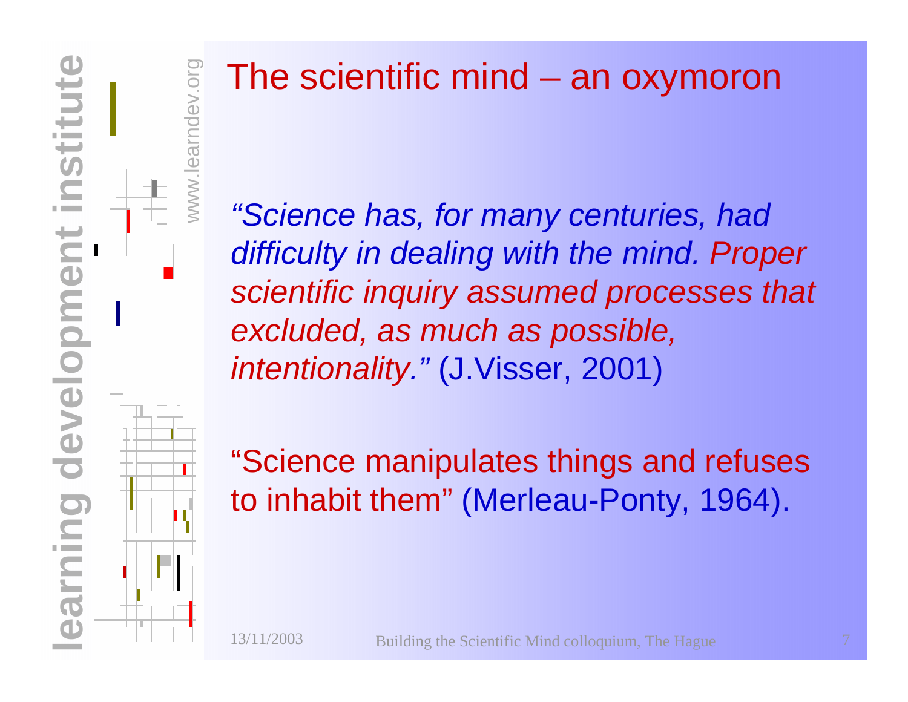# The scientific mind – an oxymoron

*"Science has, for many centuries, had difficulty in dealing with the mind. Proper scientific inquiry assumed processes that excluded, as much as possible, intentionality."* (J.Visser, 2001)

"Science manipulates things and refuses to inhabit them" (Merleau-Ponty, 1964).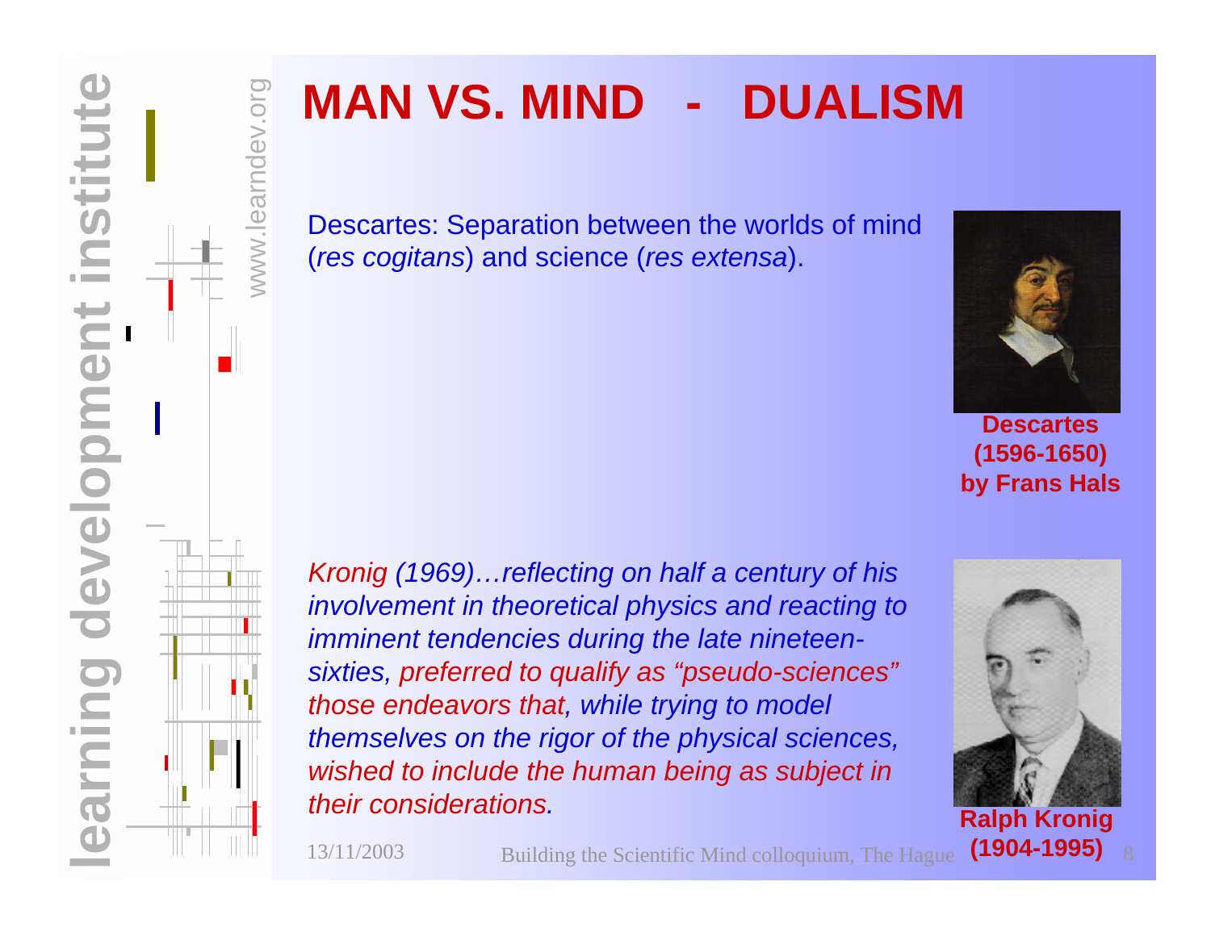# MAN VS. MIND - DUALISM

Descartes: Separation between the worlds of mind (*res cogitans*) and science (*res extensa*).

**Descartes (1596-1650) by Frans Hals**

*Kronig (1969)…reflecting on half a century of his involvement in theoretical physics and reacting to imminent tendencies during the late nineteen-sixties, preferred to qualify as "pseudo-sciences" those endeavors that, while trying to model themselves on the rigor of the physical sciences, wished to include the human being as subject in their considerations.*

**Ralph Kronig (1904-1995)**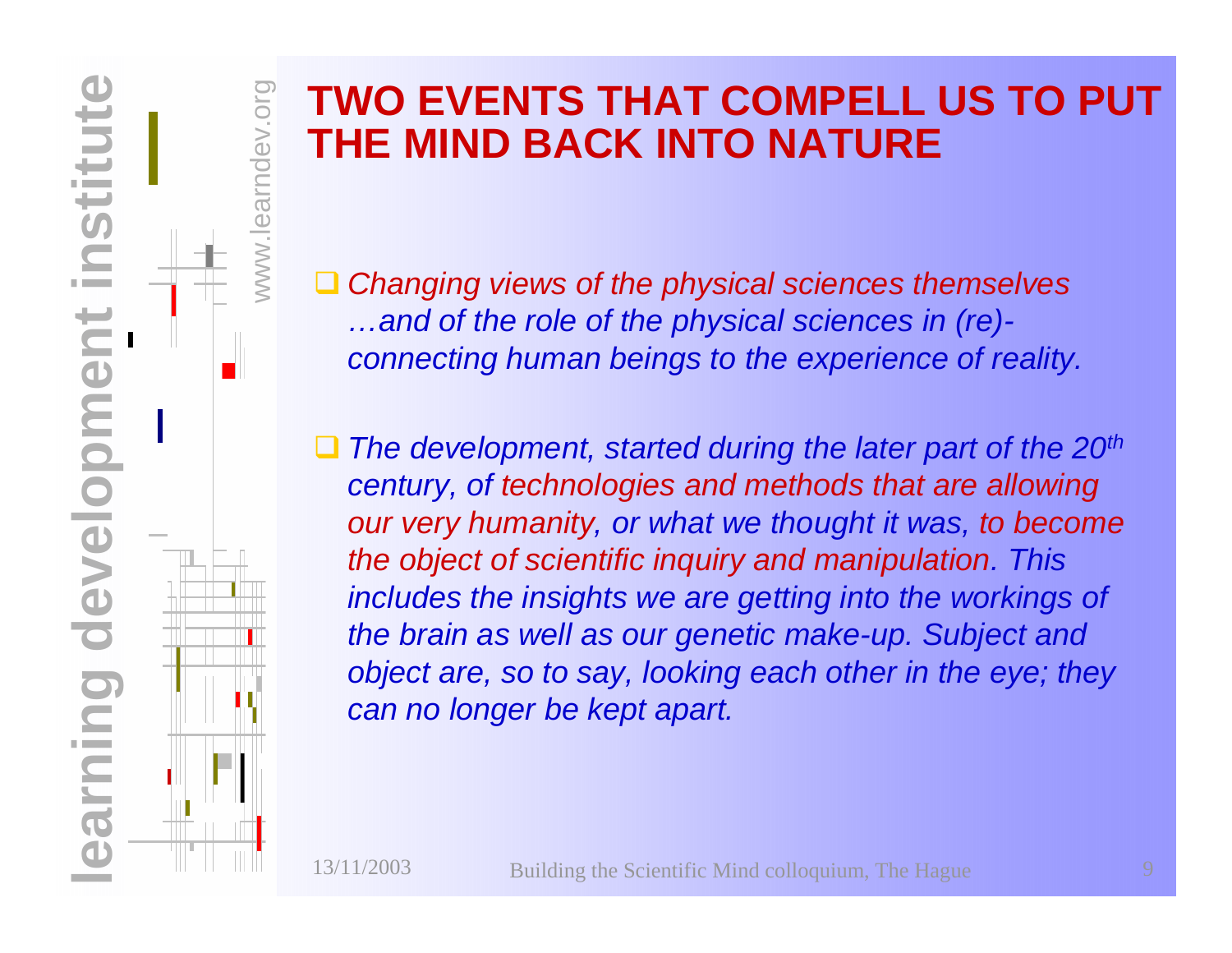# TWO EVENTS THAT COMPELL US TO PUT THE MIND BACK INTO NATURE

- *Changing views of the physical sciences themselves …and of the role of the physical sciences in (re)-connecting human beings to the experience of reality.*

- *The development, started during the later part of the 20th century, of technologies and methods that are allowing our very humanity, or what we thought it was, to become the object of scientific inquiry and manipulation. This includes the insights we are getting into the workings of the brain as well as our genetic make-up. Subject and object are, so to say, looking each other in the eye; they can no longer be kept apart.*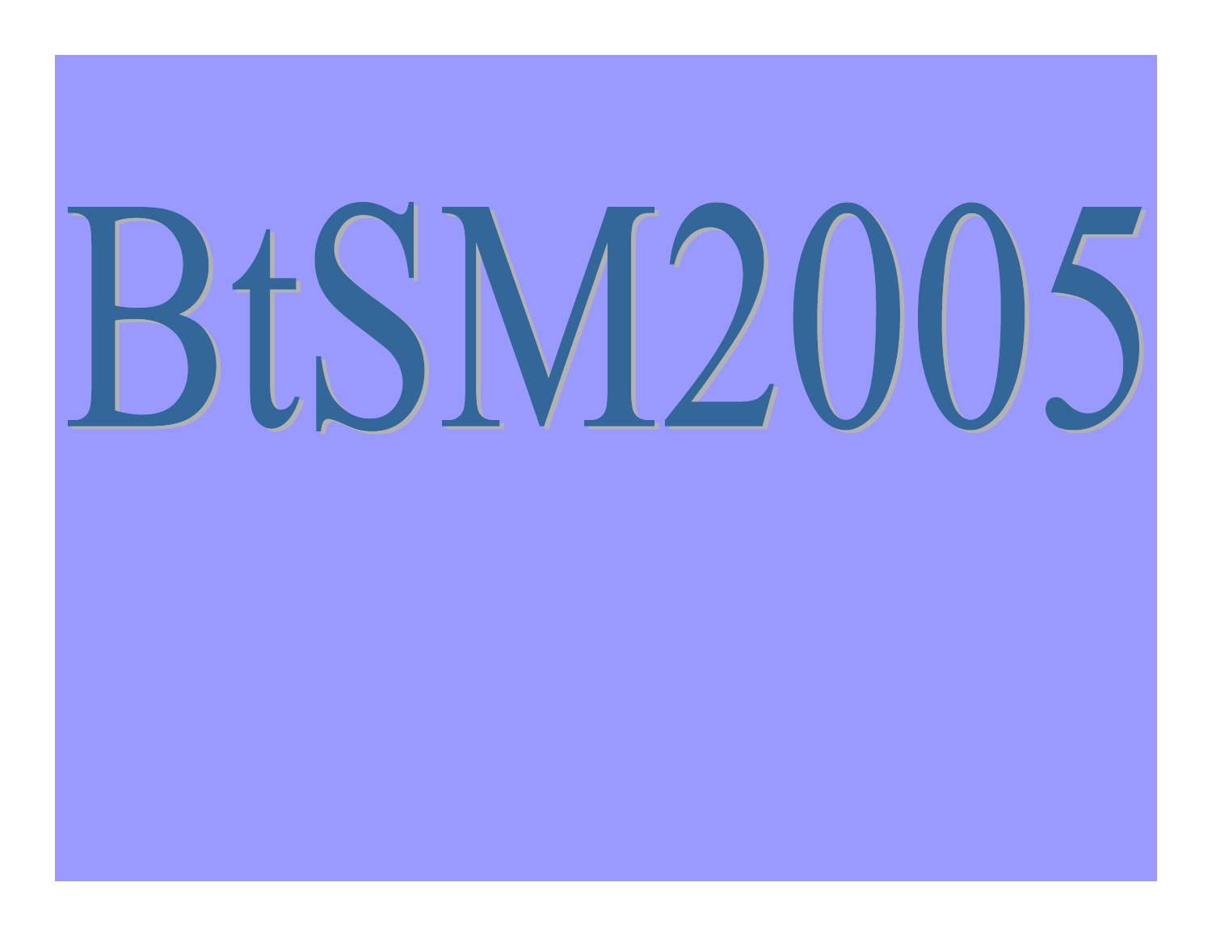# BtSM2005